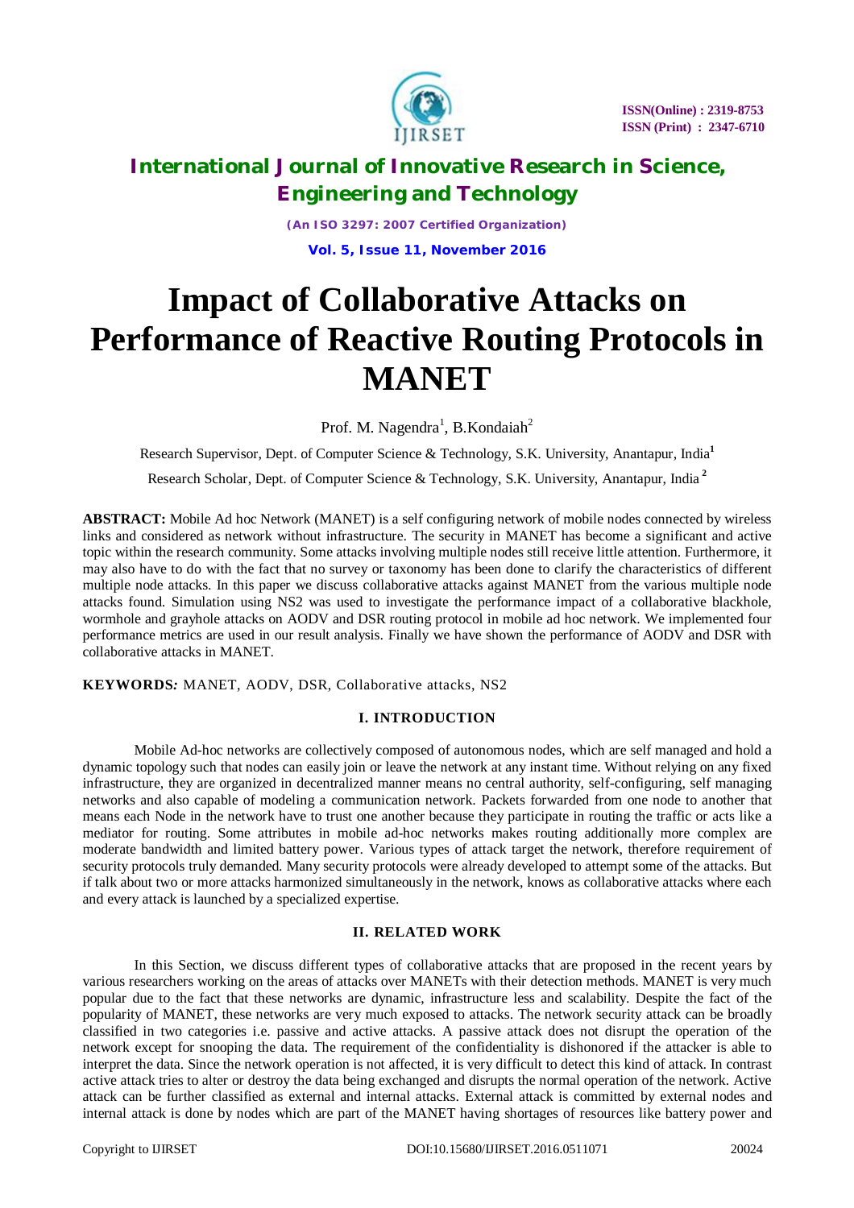# Impact of Collaborative Attacks on Performance of Reactive Routing Protocols in MANET

Prof. M. Nagendra[1], B.Kondaiah[2]

Research Supervisor, Dept. of Computer Science & Technology, S.K. University, Anantapur, India[1]

Research Scholar, Dept. of Computer Science & Technology, S.K. University, Anantapur, India[2]

**ABSTRACT:** Mobile Ad hoc Network (MANET) is a self configuring network of mobile nodes connected by wireless links and considered as network without infrastructure. The security in MANET has become a significant and active topic within the research community. Some attacks involving multiple nodes still receive little attention. Furthermore, it may also have to do with the fact that no survey or taxonomy has been done to clarify the characteristics of different multiple node attacks. In this paper we discuss collaborative attacks against MANET from the various multiple node attacks found. Simulation using NS2 was used to investigate the performance impact of a collaborative blackhole, wormhole and grayhole attacks on AODV and DSR routing protocol in mobile ad hoc network. We implemented four performance metrics are used in our result analysis. Finally we have shown the performance of AODV and DSR with collaborative attacks in MANET.

**KEYWORDS*:*** MANET, AODV, DSR, Collaborative attacks, NS2

## I. INTRODUCTION

Mobile Ad-hoc networks are collectively composed of autonomous nodes, which are self managed and hold a dynamic topology such that nodes can easily join or leave the network at any instant time. Without relying on any fixed infrastructure, they are organized in decentralized manner means no central authority, self-configuring, self managing networks and also capable of modeling a communication network. Packets forwarded from one node to another that means each Node in the network have to trust one another because they participate in routing the traffic or acts like a mediator for routing. Some attributes in mobile ad-hoc networks makes routing additionally more complex are moderate bandwidth and limited battery power. Various types of attack target the network, therefore requirement of security protocols truly demanded. Many security protocols were already developed to attempt some of the attacks. But if talk about two or more attacks harmonized simultaneously in the network, knows as collaborative attacks where each and every attack is launched by a specialized expertise.

## II. RELATED WORK

In this Section, we discuss different types of collaborative attacks that are proposed in the recent years by various researchers working on the areas of attacks over MANETs with their detection methods. MANET is very much popular due to the fact that these networks are dynamic, infrastructure less and scalability. Despite the fact of the popularity of MANET, these networks are very much exposed to attacks. The network security attack can be broadly classified in two categories i.e. passive and active attacks. A passive attack does not disrupt the operation of the network except for snooping the data. The requirement of the confidentiality is dishonored if the attacker is able to interpret the data. Since the network operation is not affected, it is very difficult to detect this kind of attack. In contrast active attack tries to alter or destroy the data being exchanged and disrupts the normal operation of the network. Active attack can be further classified as external and internal attacks. External attack is committed by external nodes and internal attack is done by nodes which are part of the MANET having shortages of resources like battery power and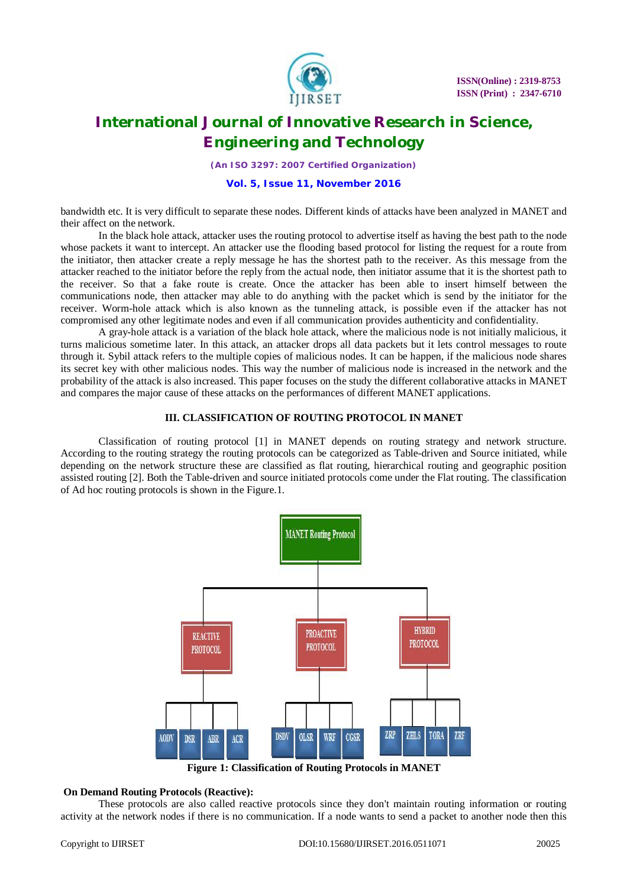bandwidth etc. It is very difficult to separate these nodes. Different kinds of attacks have been analyzed in MANET and their affect on the network.

In the black hole attack, attacker uses the routing protocol to advertise itself as having the best path to the node whose packets it want to intercept. An attacker use the flooding based protocol for listing the request for a route from the initiator, then attacker create a reply message he has the shortest path to the receiver. As this message from the attacker reached to the initiator before the reply from the actual node, then initiator assume that it is the shortest path to the receiver. So that a fake route is create. Once the attacker has been able to insert himself between the communications node, then attacker may able to do anything with the packet which is send by the initiator for the receiver. Worm-hole attack which is also known as the tunneling attack, is possible even if the attacker has not compromised any other legitimate nodes and even if all communication provides authenticity and confidentiality.

A gray-hole attack is a variation of the black hole attack, where the malicious node is not initially malicious, it turns malicious sometime later. In this attack, an attacker drops all data packets but it lets control messages to route through it. Sybil attack refers to the multiple copies of malicious nodes. It can be happen, if the malicious node shares its secret key with other malicious nodes. This way the number of malicious node is increased in the network and the probability of the attack is also increased. This paper focuses on the study the different collaborative attacks in MANET and compares the major cause of these attacks on the performances of different MANET applications.

## III. CLASSIFICATION OF ROUTING PROTOCOL IN MANET

Classification of routing protocol [1] in MANET depends on routing strategy and network structure. According to the routing strategy the routing protocols can be categorized as Table-driven and Source initiated, while depending on the network structure these are classified as flat routing, hierarchical routing and geographic position assisted routing [2]. Both the Table-driven and source initiated protocols come under the Flat routing. The classification of Ad hoc routing protocols is shown in the Figure.1.

MANET Routing Protocol

REACTIVE PROTOCOL: AODV, DSR, ABR, ACR

PROACTIVE PROTOCOL: DSDV, OLSR, WRP, CGSR

HYBRID PROTOCOL: ZRP, ZHLS, TORA, ZRF

**Figure 1: Classification of Routing Protocols in MANET**

**On Demand Routing Protocols (Reactive):**

These protocols are also called reactive protocols since they don't maintain routing information or routing activity at the network nodes if there is no communication. If a node wants to send a packet to another node then this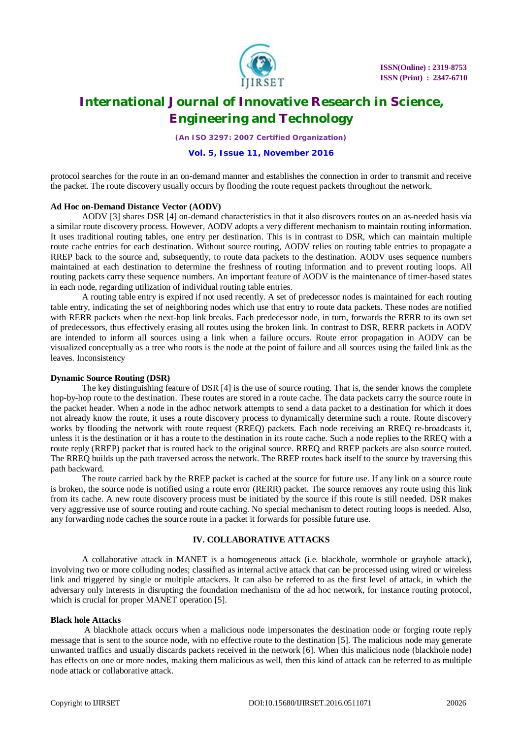protocol searches for the route in an on-demand manner and establishes the connection in order to transmit and receive the packet. The route discovery usually occurs by flooding the route request packets throughout the network.

### Ad Hoc on-Demand Distance Vector (AODV)

AODV [3] shares DSR [4] on-demand characteristics in that it also discovers routes on an as-needed basis via a similar route discovery process. However, AODV adopts a very different mechanism to maintain routing information. It uses traditional routing tables, one entry per destination. This is in contrast to DSR, which can maintain multiple route cache entries for each destination. Without source routing, AODV relies on routing table entries to propagate a RREP back to the source and, subsequently, to route data packets to the destination. AODV uses sequence numbers maintained at each destination to determine the freshness of routing information and to prevent routing loops. All routing packets carry these sequence numbers. An important feature of AODV is the maintenance of timer-based states in each node, regarding utilization of individual routing table entries.

A routing table entry is expired if not used recently. A set of predecessor nodes is maintained for each routing table entry, indicating the set of neighboring nodes which use that entry to route data packets. These nodes are notified with RERR packets when the next-hop link breaks. Each predecessor node, in turn, forwards the RERR to its own set of predecessors, thus effectively erasing all routes using the broken link. In contrast to DSR, RERR packets in AODV are intended to inform all sources using a link when a failure occurs. Route error propagation in AODV can be visualized conceptually as a tree who roots is the node at the point of failure and all sources using the failed link as the leaves. Inconsistency

### Dynamic Source Routing (DSR)

The key distinguishing feature of DSR [4] is the use of source routing. That is, the sender knows the complete hop-by-hop route to the destination. These routes are stored in a route cache. The data packets carry the source route in the packet header. When a node in the adhoc network attempts to send a data packet to a destination for which it does not already know the route, it uses a route discovery process to dynamically determine such a route. Route discovery works by flooding the network with route request (RREQ) packets. Each node receiving an RREQ re-broadcasts it, unless it is the destination or it has a route to the destination in its route cache. Such a node replies to the RREQ with a route reply (RREP) packet that is routed back to the original source. RREQ and RREP packets are also source routed. The RREQ builds up the path traversed across the network. The RREP routes back itself to the source by traversing this path backward.

The route carried back by the RREP packet is cached at the source for future use. If any link on a source route is broken, the source node is notified using a route error (RERR) packet. The source removes any route using this link from its cache. A new route discovery process must be initiated by the source if this route is still needed. DSR makes very aggressive use of source routing and route caching. No special mechanism to detect routing loops is needed. Also, any forwarding node caches the source route in a packet it forwards for possible future use.

## IV. COLLABORATIVE ATTACKS

A collaborative attack in MANET is a homogeneous attack (i.e. blackhole, wormhole or grayhole attack), involving two or more colluding nodes; classified as internal active attack that can be processed using wired or wireless link and triggered by single or multiple attackers. It can also be referred to as the first level of attack, in which the adversary only interests in disrupting the foundation mechanism of the ad hoc network, for instance routing protocol, which is crucial for proper MANET operation [5].

### Black hole Attacks

A blackhole attack occurs when a malicious node impersonates the destination node or forging route reply message that is sent to the source node, with no effective route to the destination [5]. The malicious node may generate unwanted traffics and usually discards packets received in the network [6]. When this malicious node (blackhole node) has effects on one or more nodes, making them malicious as well, then this kind of attack can be referred to as multiple node attack or collaborative attack.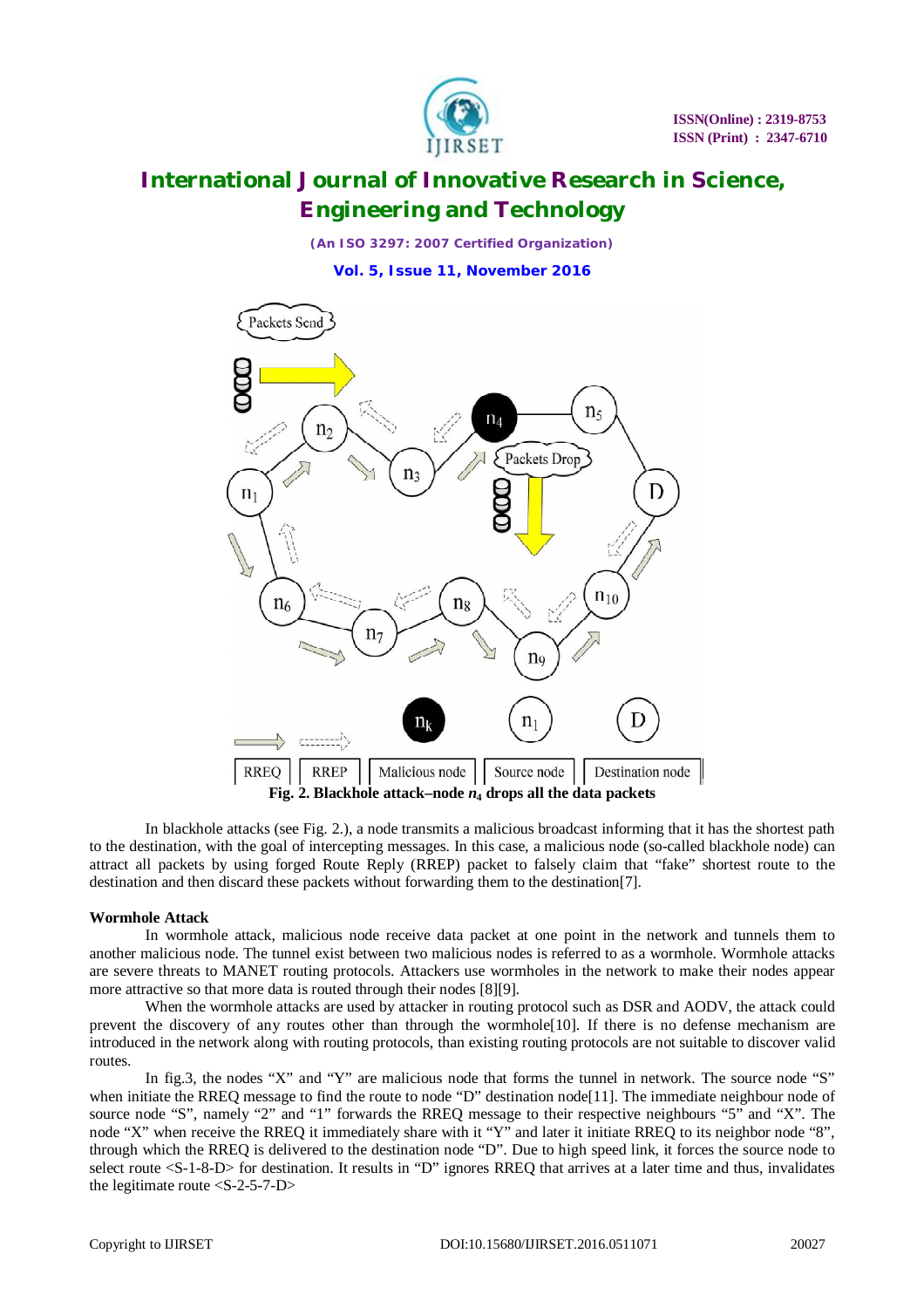Fig. 2. Blackhole attack–node $n_4$ drops all the data packets

In blackhole attacks (see Fig. 2.), a node transmits a malicious broadcast informing that it has the shortest path to the destination, with the goal of intercepting messages. In this case, a malicious node (so-called blackhole node) can attract all packets by using forged Route Reply (RREP) packet to falsely claim that "fake" shortest route to the destination and then discard these packets without forwarding them to the destination[7].

**Wormhole Attack**

In wormhole attack, malicious node receive data packet at one point in the network and tunnels them to another malicious node. The tunnel exist between two malicious nodes is referred to as a wormhole. Wormhole attacks are severe threats to MANET routing protocols. Attackers use wormholes in the network to make their nodes appear more attractive so that more data is routed through their nodes [8][9].

When the wormhole attacks are used by attacker in routing protocol such as DSR and AODV, the attack could prevent the discovery of any routes other than through the wormhole[10]. If there is no defense mechanism are introduced in the network along with routing protocols, than existing routing protocols are not suitable to discover valid routes.

In fig.3, the nodes "X" and "Y" are malicious node that forms the tunnel in network. The source node "S" when initiate the RREQ message to find the route to node "D" destination node[11]. The immediate neighbour node of source node "S", namely "2" and "1" forwards the RREQ message to their respective neighbours "5" and "X". The node "X" when receive the RREQ it immediately share with it "Y" and later it initiate RREQ to its neighbor node "8", through which the RREQ is delivered to the destination node "D". Due to high speed link, it forces the source node to select route <S-1-8-D> for destination. It results in "D" ignores RREQ that arrives at a later time and thus, invalidates the legitimate route <S-2-5-7-D>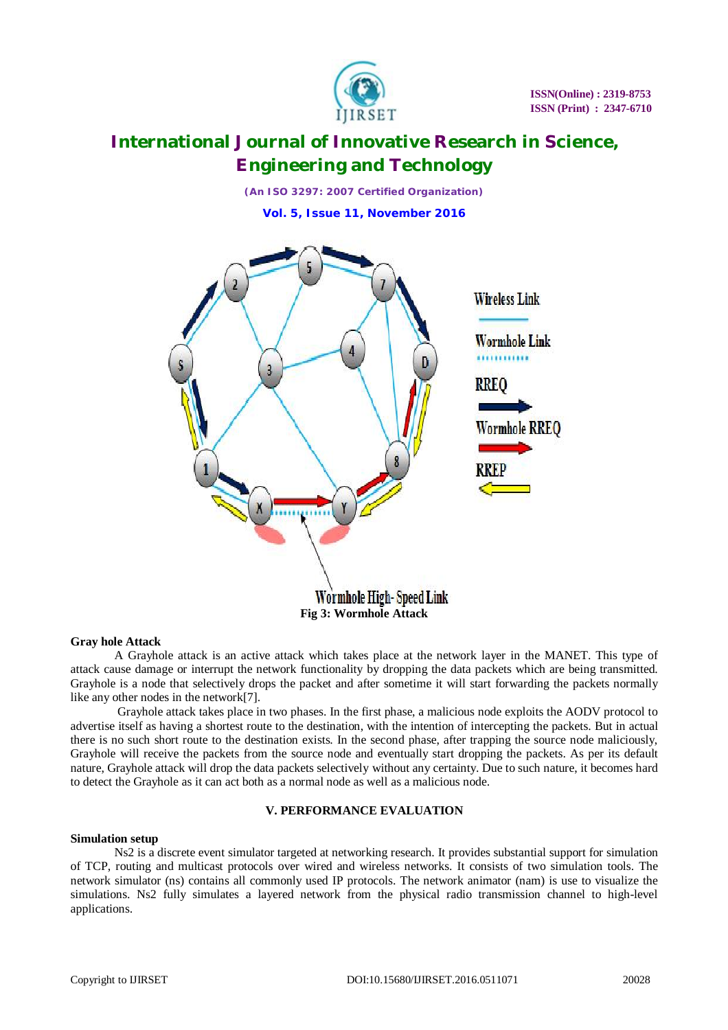Fig 3: Wormhole Attack

**Gray hole Attack**

A Grayhole attack is an active attack which takes place at the network layer in the MANET. This type of attack cause damage or interrupt the network functionality by dropping the data packets which are being transmitted. Grayhole is a node that selectively drops the packet and after sometime it will start forwarding the packets normally like any other nodes in the network[7].

Grayhole attack takes place in two phases. In the first phase, a malicious node exploits the AODV protocol to advertise itself as having a shortest route to the destination, with the intention of intercepting the packets. But in actual there is no such short route to the destination exists. In the second phase, after trapping the source node maliciously, Grayhole will receive the packets from the source node and eventually start dropping the packets. As per its default nature, Grayhole attack will drop the data packets selectively without any certainty. Due to such nature, it becomes hard to detect the Grayhole as it can act both as a normal node as well as a malicious node.

## V. PERFORMANCE EVALUATION

**Simulation setup**

Ns2 is a discrete event simulator targeted at networking research. It provides substantial support for simulation of TCP, routing and multicast protocols over wired and wireless networks. It consists of two simulation tools. The network simulator (ns) contains all commonly used IP protocols. The network animator (nam) is use to visualize the simulations. Ns2 fully simulates a layered network from the physical radio transmission channel to high-level applications.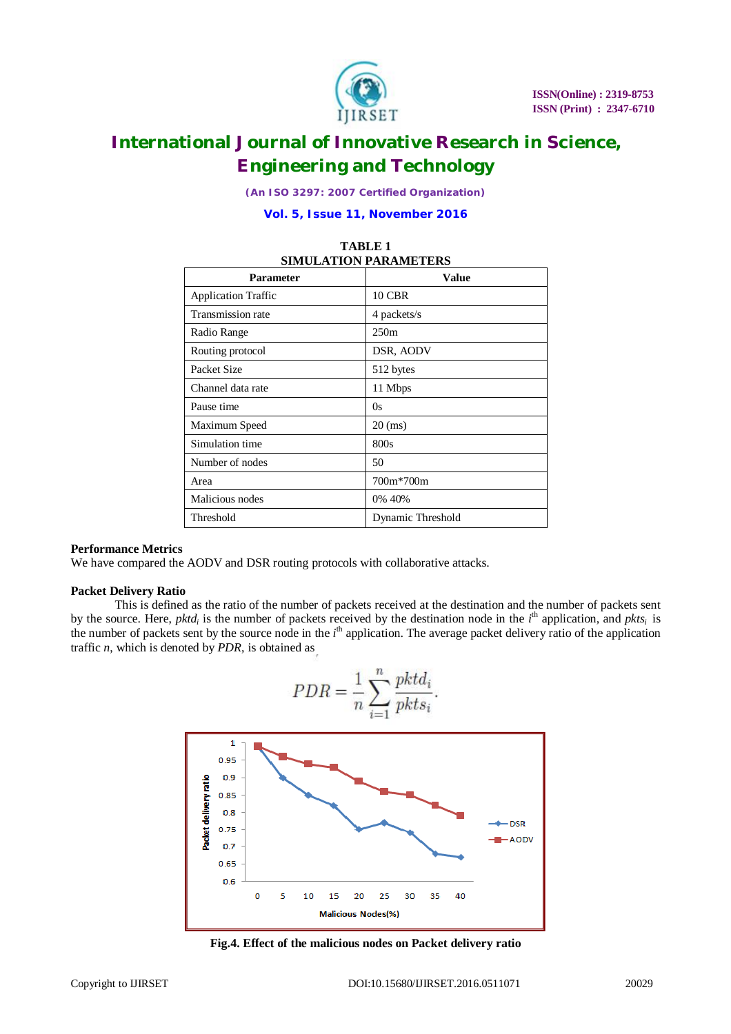TABLE 1
SIMULATION PARAMETERS

| Parameter | Value |
|---|---|
| Application Traffic | 10 CBR |
| Transmission rate | 4 packets/s |
| Radio Range | 250m |
| Routing protocol | DSR, AODV |
| Packet Size | 512 bytes |
| Channel data rate | 11 Mbps |
| Pause time | 0s |
| Maximum Speed | 20 (ms) |
| Simulation time | 800s |
| Number of nodes | 50 |
| Area | 700m*700m |
| Malicious nodes | 0% 40% |
| Threshold | Dynamic Threshold |

**Performance Metrics**

We have compared the AODV and DSR routing protocols with collaborative attacks.

**Packet Delivery Ratio**

This is defined as the ratio of the number of packets received at the destination and the number of packets sent by the source. Here, $pktd_i$ is the number of packets received by the destination node in the $i^{th}$ application, and $pkts_i$ is the number of packets sent by the source node in the $i^{th}$ application. The average packet delivery ratio of the application traffic $n$, which is denoted by *PDR*, is obtained as

$$PDR = \frac{1}{n}\sum_{i=1}^{n}\frac{pktd_i}{pkts_i}.$$

**Fig.4. Effect of the malicious nodes on Packet delivery ratio**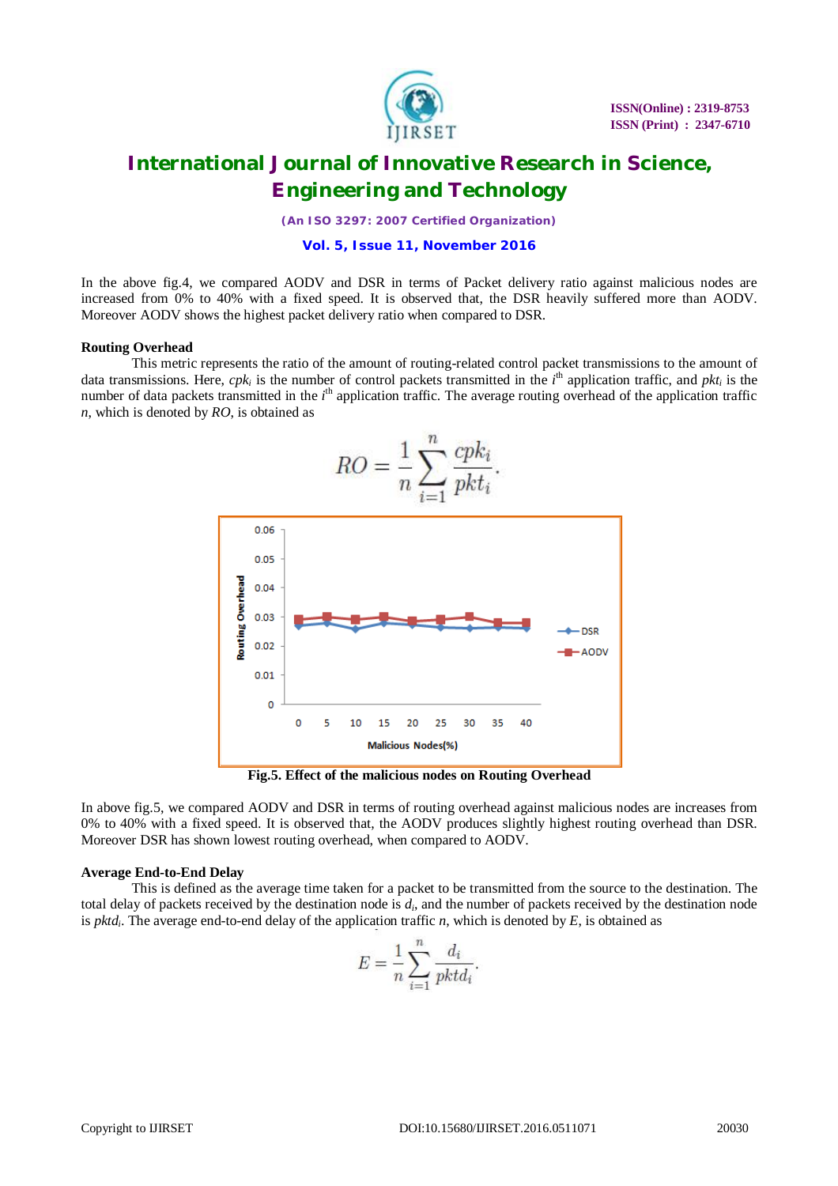In the above fig.4, we compared AODV and DSR in terms of Packet delivery ratio against malicious nodes are increased from 0% to 40% with a fixed speed. It is observed that, the DSR heavily suffered more than AODV. Moreover AODV shows the highest packet delivery ratio when compared to DSR.

**Routing Overhead**

This metric represents the ratio of the amount of routing-related control packet transmissions to the amount of data transmissions. Here, $cpk_i$ is the number of control packets transmitted in the $i^{th}$ application traffic, and $pkt_i$ is the number of data packets transmitted in the $i^{th}$ application traffic. The average routing overhead of the application traffic $n$, which is denoted by $RO$, is obtained as

$$RO = \frac{1}{n}\sum_{i=1}^{n}\frac{cpk_i}{pkt_i}.$$

**Fig.5. Effect of the malicious nodes on Routing Overhead**

In above fig.5, we compared AODV and DSR in terms of routing overhead against malicious nodes are increases from 0% to 40% with a fixed speed. It is observed that, the AODV produces slightly highest routing overhead than DSR. Moreover DSR has shown lowest routing overhead, when compared to AODV.

**Average End-to-End Delay**

This is defined as the average time taken for a packet to be transmitted from the source to the destination. The total delay of packets received by the destination node is $d_i$, and the number of packets received by the destination node is $pktd_i$. The average end-to-end delay of the application traffic $n$, which is denoted by $E$, is obtained as

$$E = \frac{1}{n}\sum_{i=1}^{n}\frac{d_i}{pktd_i}.$$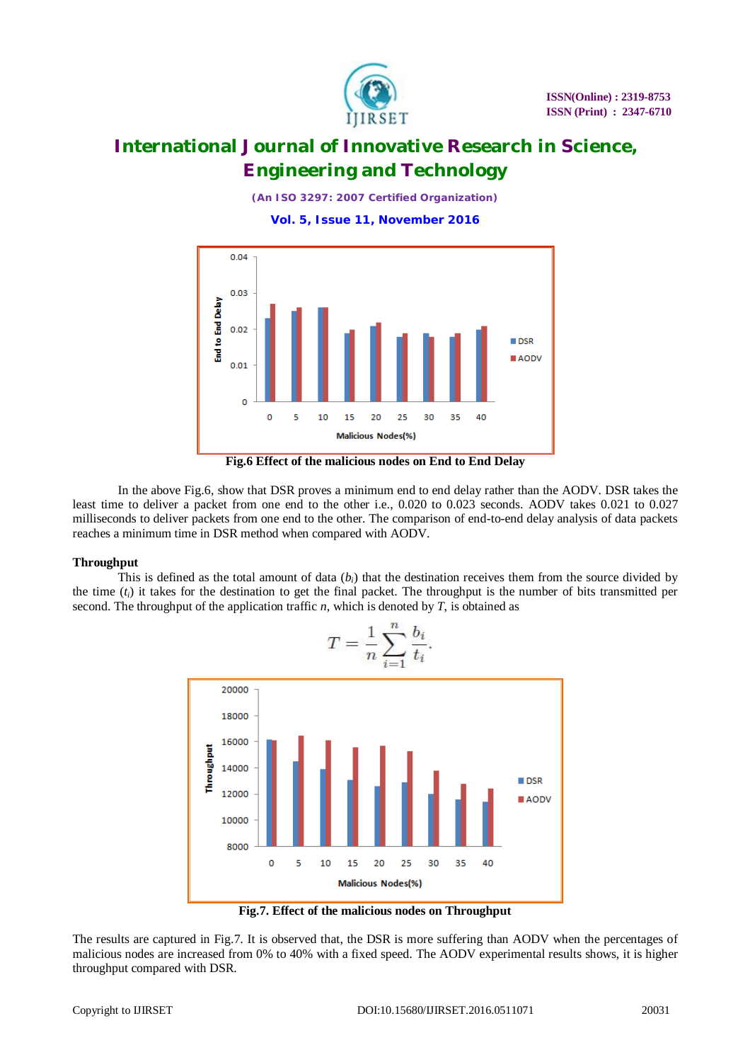Fig.6 Effect of the malicious nodes on End to End Delay

In the above Fig.6, show that DSR proves a minimum end to end delay rather than the AODV. DSR takes the least time to deliver a packet from one end to the other i.e., 0.020 to 0.023 seconds. AODV takes 0.021 to 0.027 milliseconds to deliver packets from one end to the other. The comparison of end-to-end delay analysis of data packets reaches a minimum time in DSR method when compared with AODV.

**Throughput**

This is defined as the total amount of data ($b_i$) that the destination receives them from the source divided by the time ($t_i$) it takes for the destination to get the final packet. The throughput is the number of bits transmitted per second. The throughput of the application traffic $n$, which is denoted by $T$, is obtained as

$$T = \frac{1}{n}\sum_{i=1}^{n}\frac{b_i}{t_i}.$$

Fig.7. Effect of the malicious nodes on Throughput

The results are captured in Fig.7. It is observed that, the DSR is more suffering than AODV when the percentages of malicious nodes are increased from 0% to 40% with a fixed speed. The AODV experimental results shows, it is higher throughput compared with DSR.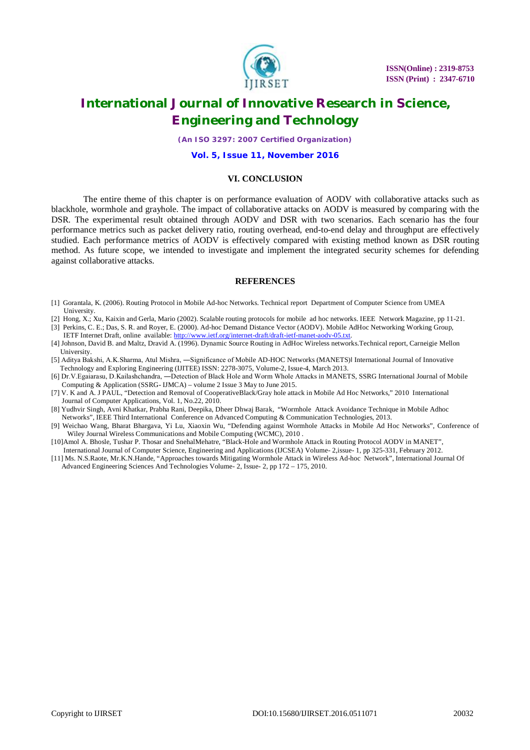## VI. CONCLUSION

The entire theme of this chapter is on performance evaluation of AODV with collaborative attacks such as blackhole, wormhole and grayhole. The impact of collaborative attacks on AODV is measured by comparing with the DSR. The experimental result obtained through AODV and DSR with two scenarios. Each scenario has the four performance metrics such as packet delivery ratio, routing overhead, end-to-end delay and throughput are effectively studied. Each performance metrics of AODV is effectively compared with existing method known as DSR routing method. As future scope, we intended to investigate and implement the integrated security schemes for defending against collaborative attacks.

## REFERENCES

[1] Gorantala, K. (2006). Routing Protocol in Mobile Ad-hoc Networks. Technical report Department of Computer Science from UMEA University.

[2] Hong, X.; Xu, Kaixin and Gerla, Mario (2002). Scalable routing protocols for mobile ad hoc networks. IEEE Network Magazine, pp 11-21.

[3] Perkins, C. E.; Das, S. R. and Royer, E. (2000). Ad-hoc Demand Distance Vector (AODV). Mobile AdHoc Networking Working Group, IETF Internet Draft, online available: http://www.ietf.org/internet-draft/draft-ietf-manet-aodv-05.txt.

[4] Johnson, David B. and Maltz, Dravid A. (1996). Dynamic Source Routing in AdHoc Wireless networks.Technical report, Carneigie Mellon University.

[5] Aditya Bakshi, A.K.Sharma, Atul Mishra, ―Significance of Mobile AD-HOC Networks (MANETS)‖ International Journal of Innovative Technology and Exploring Engineering (IJITEE) ISSN: 2278-3075, Volume-2, Issue-4, March 2013.

[6] Dr.V.Egaiarasu, D.Kailashchandra, ―Detection of Black Hole and Worm Whole Attacks in MANETS, SSRG International Journal of Mobile Computing & Application (SSRG- IJMCA) – volume 2 Issue 3 May to June 2015.

[7] V. K and A. J PAUL, "Detection and Removal of CooperativeBlack/Gray hole attack in Mobile Ad Hoc Networks," 2010 International Journal of Computer Applications, Vol. 1, No.22, 2010.

[8] Yudhvir Singh, Avni Khatkar, Prabha Rani, Deepika, Dheer Dhwaj Barak, "Wormhole Attack Avoidance Technique in Mobile Adhoc Networks", IEEE Third International Conference on Advanced Computing & Communication Technologies, 2013.

[9] Weichao Wang, Bharat Bhargava, Yi Lu, Xiaoxin Wu, "Defending against Wormhole Attacks in Mobile Ad Hoc Networks", Conference of Wiley Journal Wireless Communications and Mobile Computing (WCMC), 2010 .

[10]Amol A. Bhosle, Tushar P. Thosar and SnehalMehatre, "Black-Hole and Wormhole Attack in Routing Protocol AODV in MANET", International Journal of Computer Science, Engineering and Applications (IJCSEA) Volume- 2,issue- 1, pp 325-331, February 2012.

[11] Ms. N.S.Raote, Mr.K.N.Hande, "Approaches towards Mitigating Wormhole Attack in Wireless Ad-hoc Network", International Journal Of Advanced Engineering Sciences And Technologies Volume- 2, Issue- 2, pp 172 – 175, 2010.